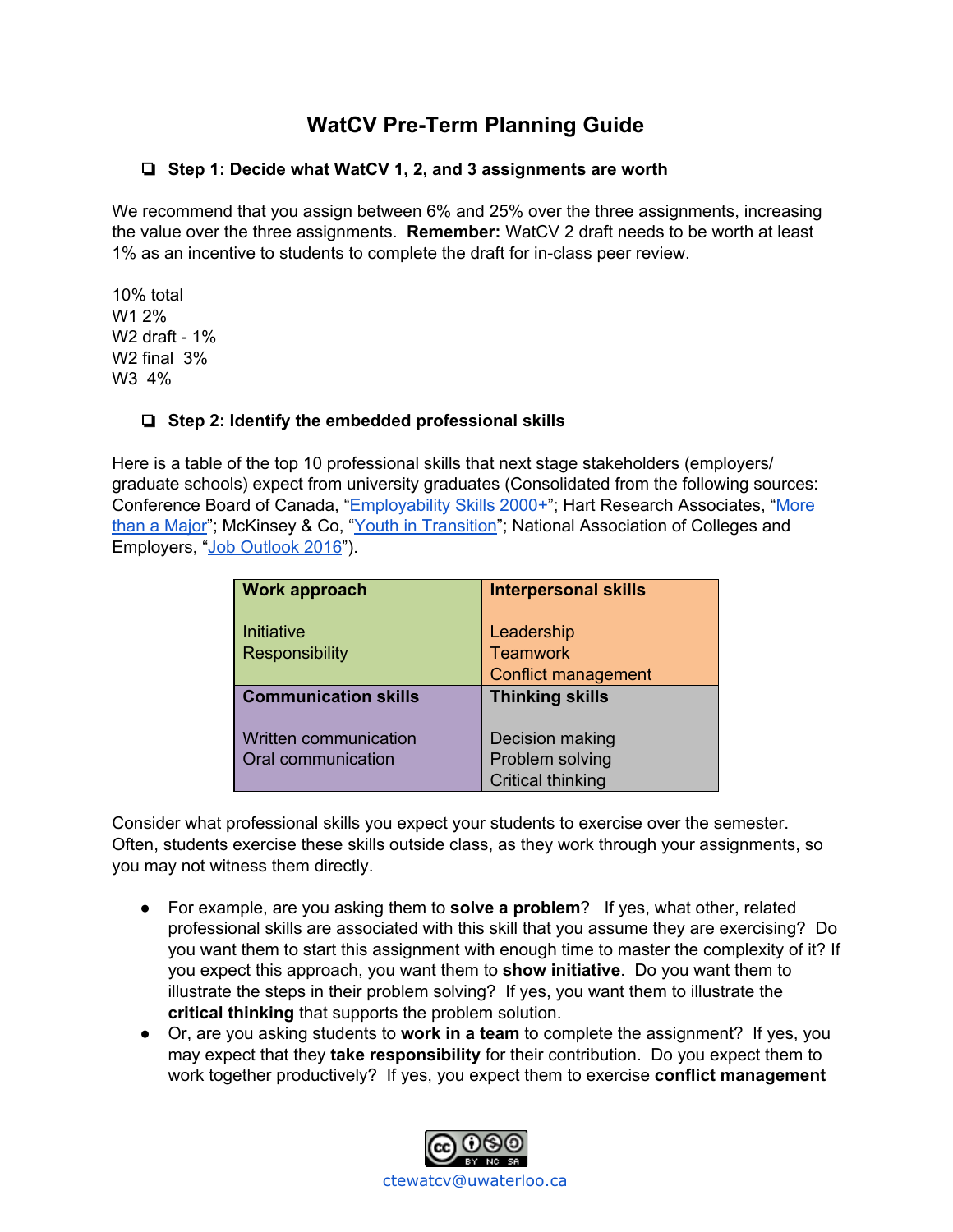# WatCV Pre-Term Planning Guide

- [ ] **Step 1: Decide what WatCV 1, 2, and 3 assignments are worth**

We recommend that you assign between 6% and 25% over the three assignments, increasing the value over the three assignments. **Remember:** WatCV 2 draft needs to be worth at least 1% as an incentive to students to complete the draft for in-class peer review.

10% total
W1 2%
W2 draft - 1%
W2 final 3%
W3 4%

- [ ] **Step 2: Identify the embedded professional skills**

Here is a table of the top 10 professional skills that next stage stakeholders (employers/ graduate schools) expect from university graduates (Consolidated from the following sources: Conference Board of Canada, "Employability Skills 2000+"; Hart Research Associates, "More than a Major"; McKinsey & Co, "Youth in Transition"; National Association of Colleges and Employers, "Job Outlook 2016").

| **Work approach** | **Interpersonal skills** |
|---|---|
| Initiative<br>Responsibility | Leadership<br>Teamwork<br>Conflict management |
| **Communication skills** | **Thinking skills** |
| Written communication<br>Oral communication | Decision making<br>Problem solving<br>Critical thinking |

Consider what professional skills you expect your students to exercise over the semester. Often, students exercise these skills outside class, as they work through your assignments, so you may not witness them directly.

- For example, are you asking them to **solve a problem**? If yes, what other, related professional skills are associated with this skill that you assume they are exercising? Do you want them to start this assignment with enough time to master the complexity of it? If you expect this approach, you want them to **show initiative**. Do you want them to illustrate the steps in their problem solving? If yes, you want them to illustrate the **critical thinking** that supports the problem solution.
- Or, are you asking students to **work in a team** to complete the assignment? If yes, you may expect that they **take responsibility** for their contribution. Do you expect them to work together productively? If yes, you expect them to exercise **conflict management**

ctewatcv@uwaterloo.ca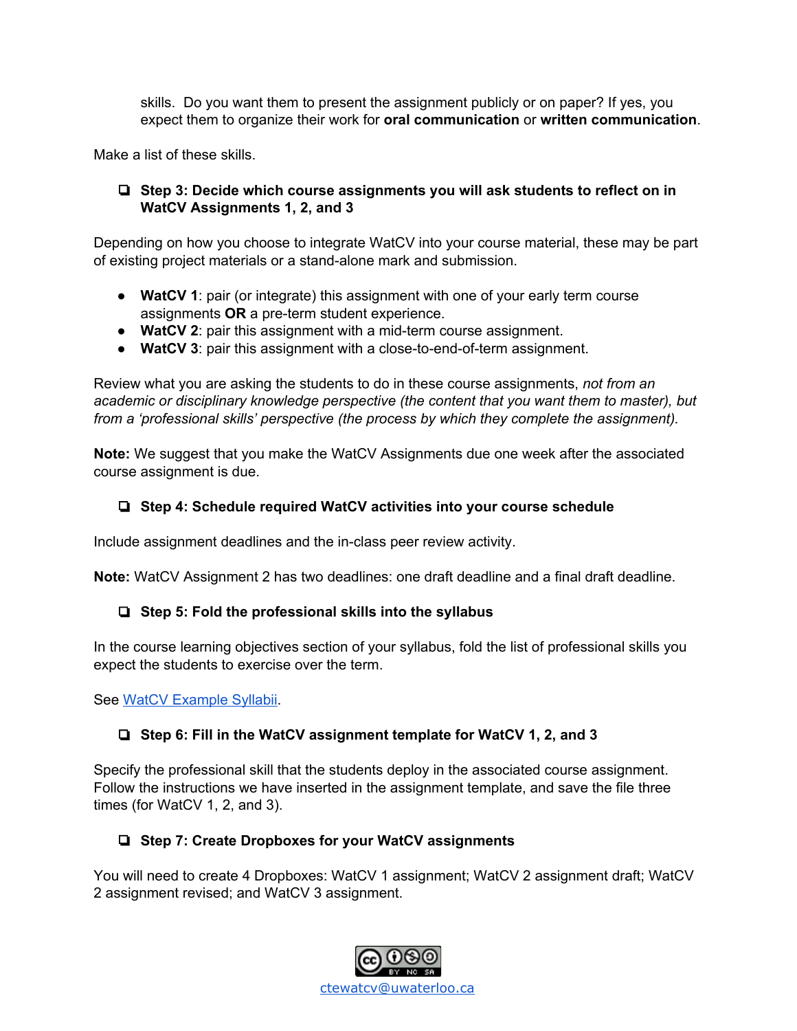skills. Do you want them to present the assignment publicly or on paper? If yes, you expect them to organize their work for **oral communication** or **written communication**.

Make a list of these skills.

- ❑ **Step 3: Decide which course assignments you will ask students to reflect on in WatCV Assignments 1, 2, and 3**

Depending on how you choose to integrate WatCV into your course material, these may be part of existing project materials or a stand-alone mark and submission.

- **WatCV 1**: pair (or integrate) this assignment with one of your early term course assignments **OR** a pre-term student experience.
- **WatCV 2**: pair this assignment with a mid-term course assignment.
- **WatCV 3**: pair this assignment with a close-to-end-of-term assignment.

Review what you are asking the students to do in these course assignments, *not from an academic or disciplinary knowledge perspective (the content that you want them to master), but from a 'professional skills' perspective (the process by which they complete the assignment).*

**Note:** We suggest that you make the WatCV Assignments due one week after the associated course assignment is due.

- ❑ **Step 4: Schedule required WatCV activities into your course schedule**

Include assignment deadlines and the in-class peer review activity.

**Note:** WatCV Assignment 2 has two deadlines: one draft deadline and a final draft deadline.

- ❑ **Step 5: Fold the professional skills into the syllabus**

In the course learning objectives section of your syllabus, fold the list of professional skills you expect the students to exercise over the term.

See [WatCV Example Syllabii](WatCV Example Syllabii).

- ❑ **Step 6: Fill in the WatCV assignment template for WatCV 1, 2, and 3**

Specify the professional skill that the students deploy in the associated course assignment. Follow the instructions we have inserted in the assignment template, and save the file three times (for WatCV 1, 2, and 3).

- ❑ **Step 7: Create Dropboxes for your WatCV assignments**

You will need to create 4 Dropboxes: WatCV 1 assignment; WatCV 2 assignment draft; WatCV 2 assignment revised; and WatCV 3 assignment.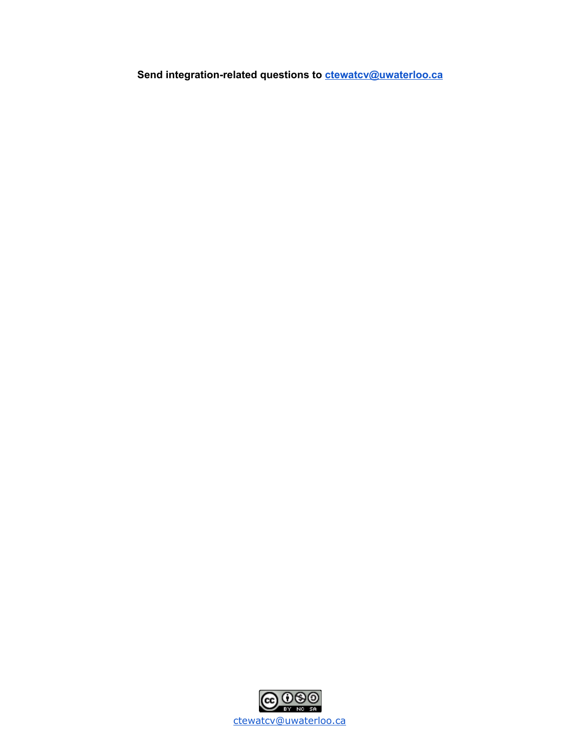**Send integration-related questions to [ctewatcv@uwaterloo.ca](mailto:ctewatcv@uwaterloo.ca)**

[ctewatcv@uwaterloo.ca](mailto:ctewatcv@uwaterloo.ca)